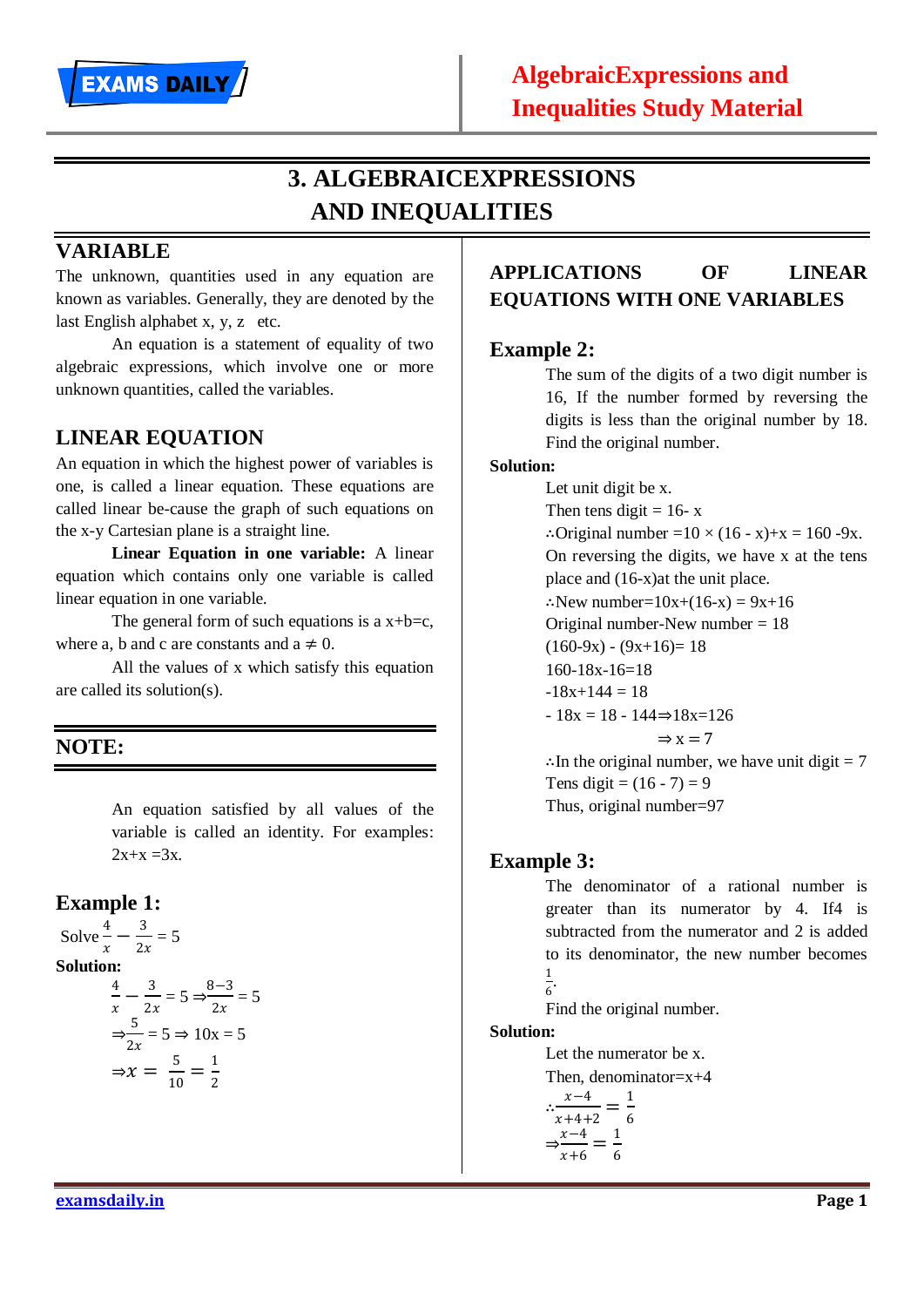# 3. ALGEBRAICEXPRESSIONS AND INEQUALITIES

## VARIABLE

The unknown, quantities used in any equation are known as variables. Generally, they are denoted by the last English alphabet x, y, z etc.

An equation is a statement of equality of two algebraic expressions, which involve one or more unknown quantities, called the variables.

## LINEAR EQUATION

An equation in which the highest power of variables is one, is called a linear equation. These equations are called linear be-cause the graph of such equations on the x-y Cartesian plane is a straight line.

**Linear Equation in one variable:** A linear equation which contains only one variable is called linear equation in one variable.

The general form of such equations is a x+b=c, where a, b and c are constants and $a \neq 0$.

All the values of x which satisfy this equation are called its solution(s).

## NOTE:

An equation satisfied by all values of the variable is called an identity. For examples: 2x+x =3x.

## Example 1:

Solve $\frac{4}{x} - \frac{3}{2x} = 5$

**Solution:**

$$\frac{4}{x} - \frac{3}{2x} = 5 \Rightarrow \frac{8-3}{2x} = 5$$

$$\Rightarrow \frac{5}{2x} = 5 \Rightarrow 10x = 5$$

$$\Rightarrow x = \frac{5}{10} = \frac{1}{2}$$

## APPLICATIONS OF LINEAR EQUATIONS WITH ONE VARIABLES

## Example 2:

The sum of the digits of a two digit number is 16, If the number formed by reversing the digits is less than the original number by 18. Find the original number.

**Solution:**

Let unit digit be x.

Then tens digit = 16- x

∴Original number $=10 \times (16 - x)+x = 160 - 9x$.

On reversing the digits, we have x at the tens place and (16-x)at the unit place.

∴New number=10x+(16-x) = 9x+16

Original number-New number = 18

(160-9x) - (9x+16)= 18

160-18x-16=18

-18x+144 = 18

$- 18x = 18 - 144 \Rightarrow 18x=126$

$\Rightarrow x = 7$

∴In the original number, we have unit digit = 7

Tens digit = (16 - 7) = 9

Thus, original number=97

## Example 3:

The denominator of a rational number is greater than its numerator by 4. If4 is subtracted from the numerator and 2 is added to its denominator, the new number becomes $\frac{1}{6}$.

Find the original number.

**Solution:**

Let the numerator be x.

Then, denominator=x+4

$$\therefore \frac{x-4}{x+4+2} = \frac{1}{6}$$

$$\Rightarrow \frac{x-4}{x+6} = \frac{1}{6}$$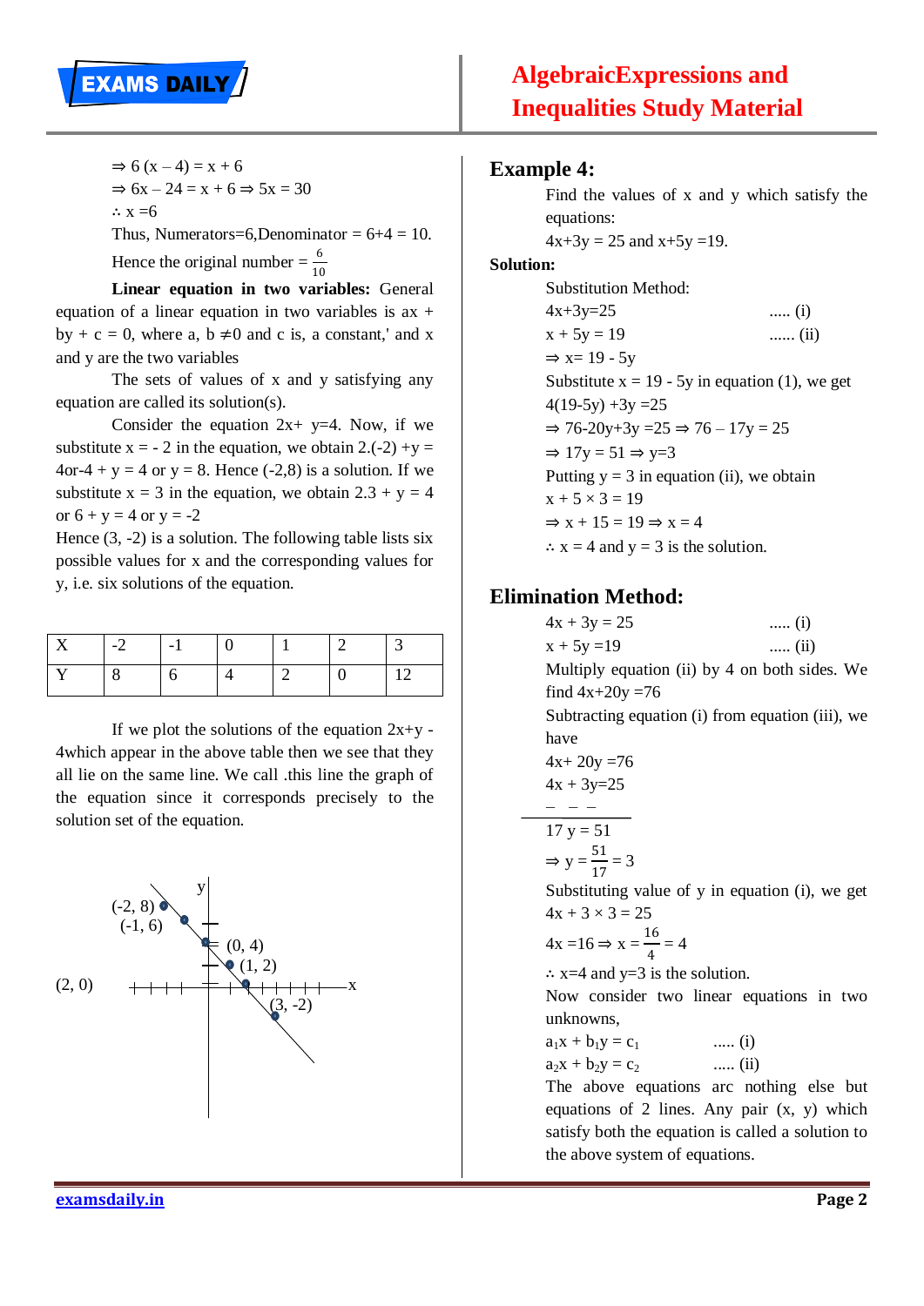$\Rightarrow 6(x - 4) = x + 6$

$\Rightarrow 6x - 24 = x + 6 \Rightarrow 5x = 30$

$\therefore x = 6$

Thus, Numerators=6,Denominator = 6+4 = 10.

Hence the original number = $\frac{6}{10}$

**Linear equation in two variables:** General equation of a linear equation in two variables is ax + by + c = 0, where a, b $\neq 0$ and c is, a constant,' and x and y are the two variables

The sets of values of x and y satisfying any equation are called its solution(s).

Consider the equation 2x+ y=4. Now, if we substitute x = - 2 in the equation, we obtain 2.(-2) +y = 4or-4 + y = 4 or y = 8. Hence (-2,8) is a solution. If we substitute x = 3 in the equation, we obtain 2.3 + y = 4 or 6 + y = 4 or y = -2

Hence (3, -2) is a solution. The following table lists six possible values for x and the corresponding values for y, i.e. six solutions of the equation.

| X | -2 | -1 | 0 | 1 | 2 | 3 |
|---|---|---|---|---|---|---|
| Y | 8 | 6 | 4 | 2 | 0 | 12 |

If we plot the solutions of the equation 2x+y - 4which appear in the above table then we see that they all lie on the same line. We call .this line the graph of the equation since it corresponds precisely to the solution set of the equation.

## Example 4:

Find the values of x and y which satisfy the equations:

4x+3y = 25 and x+5y =19.

**Solution:**

Substitution Method:

$4x+3y=25$ ..... (i)

$x + 5y = 19$ ...... (ii)

$\Rightarrow x = 19 - 5y$

Substitute x = 19 - 5y in equation (1), we get

$4(19-5y) + 3y = 25$

$\Rightarrow 76-20y+3y = 25 \Rightarrow 76 - 17y = 25$

$\Rightarrow 17y = 51 \Rightarrow y=3$

Putting y = 3 in equation (ii), we obtain

$x + 5 \times 3 = 19$

$\Rightarrow x + 15 = 19 \Rightarrow x = 4$

$\therefore$ x = 4 and y = 3 is the solution.

## Elimination Method:

$4x + 3y = 25$ ..... (i)

$x + 5y = 19$ ..... (ii)

Multiply equation (ii) by 4 on both sides. We find 4x+20y =76

Subtracting equation (i) from equation (iii), we have

$4x + 20y = 76$

$4x + 3y = 25$

$- \quad - \quad -$

$17y = 51$

$\Rightarrow y = \frac{51}{17} = 3$

Substituting value of y in equation (i), we get

$4x + 3 \times 3 = 25$

$4x = 16 \Rightarrow x = \frac{16}{4} = 4$

$\therefore$ x=4 and y=3 is the solution.

Now consider two linear equations in two unknowns,

$a_1x + b_1y = c_1$ ..... (i)

$a_2x + b_2y = c_2$ ..... (ii)

The above equations arc nothing else but equations of 2 lines. Any pair (x, y) which satisfy both the equation is called a solution to the above system of equations.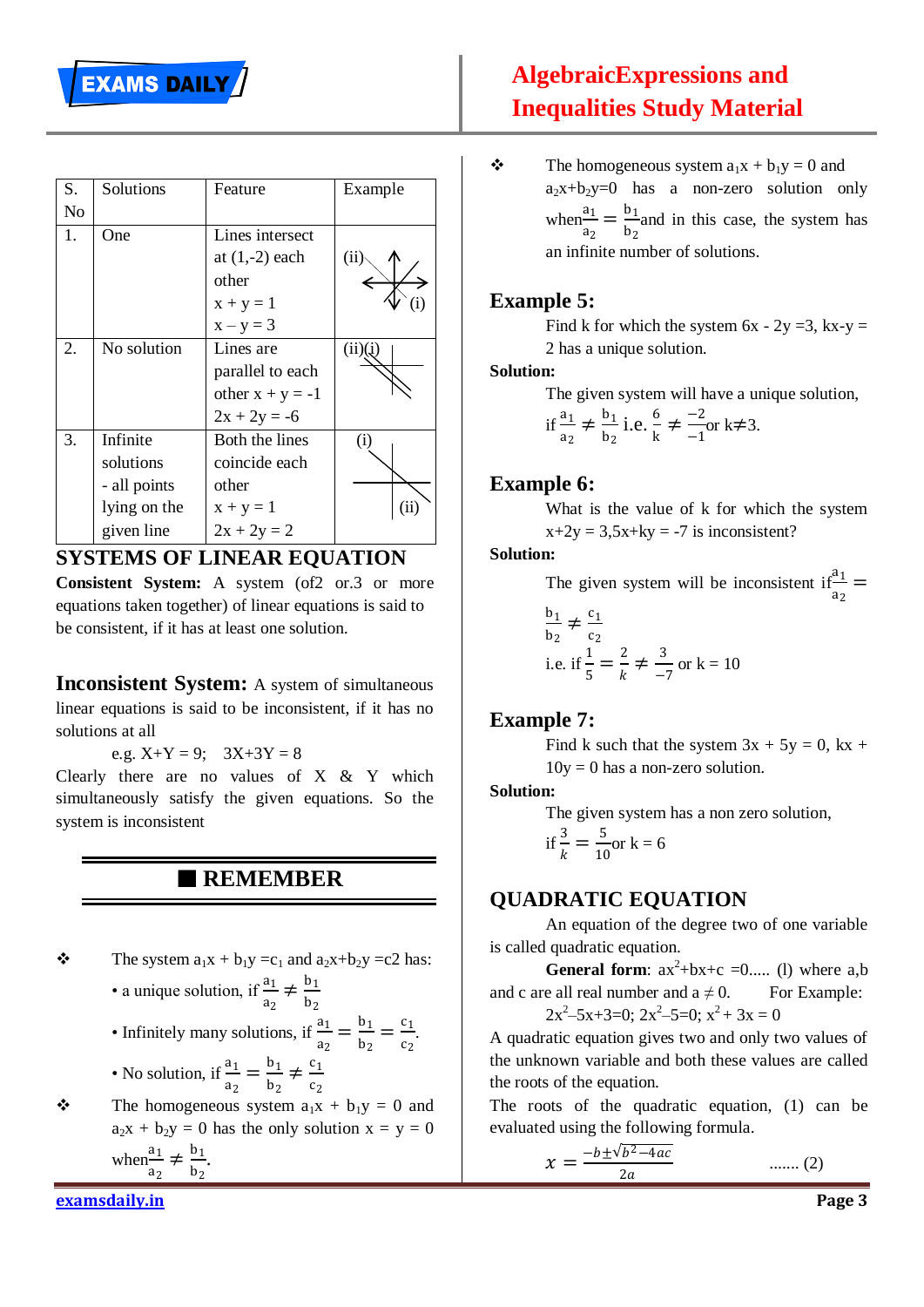| S. No | Solutions | Feature | Example |
|---|---|---|---|
| 1. | One | Lines intersect at (1,-2) each other $x + y = 1$ $x - y = 3$ | (ii) (i) |
| 2. | No solution | Lines are parallel to each other $x + y = -1$ $2x + 2y = -6$ | (ii)(i) |
| 3. | Infinite solutions - all points lying on the given line | Both the lines coincide each other $x + y = 1$ $2x + 2y = 2$ | (i) (ii) |

## SYSTEMS OF LINEAR EQUATION

**Consistent System:** A system (of2 or.3 or more equations taken together) of linear equations is said to be consistent, if it has at least one solution.

**Inconsistent System:** A system of simultaneous linear equations is said to be inconsistent, if it has no solutions at all

e.g. $X+Y = 9$; $3X+3Y = 8$

Clearly there are no values of X & Y which simultaneously satisfy the given equations. So the system is inconsistent

## ■ REMEMBER

- The system $a_1x + b_1y = c_1$ and $a_2x+b_2y = c_2$ has:
  - a unique solution, if $\frac{a_1}{a_2} \neq \frac{b_1}{b_2}$
  - Infinitely many solutions, if $\frac{a_1}{a_2} = \frac{b_1}{b_2} = \frac{c_1}{c_2}$.
  - No solution, if $\frac{a_1}{a_2} = \frac{b_1}{b_2} \neq \frac{c_1}{c_2}$
- The homogeneous system $a_1x + b_1y = 0$ and $a_2x + b_2y = 0$ has the only solution $x = y = 0$ when $\frac{a_1}{a_2} \neq \frac{b_1}{b_2}$.
- The homogeneous system $a_1x + b_1y = 0$ and $a_2x+b_2y=0$ has a non-zero solution only when $\frac{a_1}{a_2} = \frac{b_1}{b_2}$ and in this case, the system has an infinite number of solutions.

### Example 5:

Find k for which the system $6x - 2y = 3$, $kx-y = 2$ has a unique solution.

**Solution:**

The given system will have a unique solution, if $\frac{a_1}{a_2} \neq \frac{b_1}{b_2}$ i.e. $\frac{6}{k} \neq \frac{-2}{-1}$ or $k \neq 3$.

### Example 6:

What is the value of k for which the system $x+2y = 3, 5x+ky = -7$ is inconsistent?

**Solution:**

The given system will be inconsistent if $\frac{a_1}{a_2} = \frac{b_1}{b_2} \neq \frac{c_1}{c_2}$

i.e. if $\frac{1}{5} = \frac{2}{k} \neq \frac{3}{-7}$ or $k = 10$

### Example 7:

Find k such that the system $3x + 5y = 0$, $kx + 10y = 0$ has a non-zero solution.

**Solution:**

The given system has a non zero solution, if $\frac{3}{k} = \frac{5}{10}$ or $k = 6$

## QUADRATIC EQUATION

An equation of the degree two of one variable is called quadratic equation.

**General form**: $ax^2+bx+c = 0$..... (l) where a,b and c are all real number and $a \neq 0$. For Example: $2x^2-5x+3=0$; $2x^2-5=0$; $x^2 + 3x = 0$

A quadratic equation gives two and only two values of the unknown variable and both these values are called the roots of the equation.

The roots of the quadratic equation, (1) can be evaluated using the following formula.

$$x = \frac{-b \pm \sqrt{b^2 - 4ac}}{2a} \quad ....... (2)$$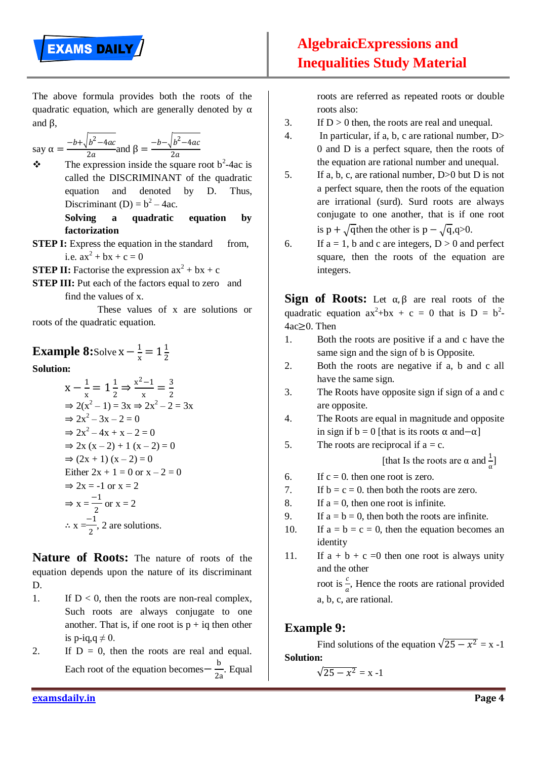The above formula provides both the roots of the quadratic equation, which are generally denoted by α and β,

say $\alpha = \frac{-b+\sqrt{b^2-4ac}}{2a}$ and $\beta = \frac{-b-\sqrt{b^2-4ac}}{2a}$

❖ The expression inside the square root $b^2$-4ac is called the DISCRIMINANT of the quadratic equation and denoted by D. Thus, Discriminant (D) = $b^2 – 4ac$.

**Solving a quadratic equation by factorization**

**STEP I:** Express the equation in the standard from, i.e. $ax^2 + bx + c = 0$

**STEP II:** Factorise the expression $ax^2 + bx + c$

**STEP III:** Put each of the factors equal to zero and find the values of x.

These values of x are solutions or roots of the quadratic equation.

## Example 8: Solve $x - \frac{1}{x} = 1\frac{1}{2}$

**Solution:**

$$x - \frac{1}{x} = 1\frac{1}{2} \Rightarrow \frac{x^2-1}{x} = \frac{3}{2}$$
$\Rightarrow 2(x^2 – 1) = 3x \Rightarrow 2x^2 – 2 = 3x$
$\Rightarrow 2x^2 – 3x – 2 = 0$
$\Rightarrow 2x^2 – 4x + x – 2 = 0$
$\Rightarrow 2x (x – 2) + 1 (x – 2) = 0$
$\Rightarrow (2x + 1) (x – 2) = 0$
Either $2x + 1 = 0$ or $x – 2 = 0$
$\Rightarrow 2x = -1$ or $x = 2$
$\Rightarrow x = \frac{-1}{2}$ or $x = 2$
$\therefore x = \frac{-1}{2}$, 2 are solutions.

## Nature of Roots:

The nature of roots of the equation depends upon the nature of its discriminant D.

1. If D < 0, then the roots are non-real complex, Such roots are always conjugate to one another. That is, if one root is p + iq then other is p-iq, $q \neq 0$.
2. If D = 0, then the roots are real and equal. Each root of the equation becomes $-\frac{b}{2a}$. Equal roots are referred as repeated roots or double roots also:
3. If D > 0 then, the roots are real and unequal.
4. In particular, if a, b, c are rational number, D> 0 and D is a perfect square, then the roots of the equation are rational number and unequal.
5. If a, b, c, are rational number, D>0 but D is not a perfect square, then the roots of the equation are irrational (surd). Surd roots are always conjugate to one another, that is if one root is $p + \sqrt{q}$ then the other is $p - \sqrt{q}$, q>0.
6. If a = 1, b and c are integers, D > 0 and perfect square, then the roots of the equation are integers.

## Sign of Roots:

Let α, β are real roots of the quadratic equation $ax^2+bx + c = 0$ that is $D = b^2-4ac \geq 0$. Then

1. Both the roots are positive if a and c have the same sign and the sign of b is Opposite.
2. Both the roots are negative if a, b and c all have the same sign.
3. The Roots have opposite sign if sign of a and c are opposite.
4. The Roots are equal in magnitude and opposite in sign if b = 0 [that is its roots α and−α]
5. The roots are reciprocal if a = c. [that Is the roots are α and $\frac{1}{\alpha}$]
6. If c = 0. then one root is zero.
7. If b = c = 0. then both the roots are zero.
8. If a = 0, then one root is infinite.
9. If a = b = 0, then both the roots are infinite.
10. If a = b = c = 0, then the equation becomes an identity
11. If a + b + c =0 then one root is always unity and the other root is $\frac{c}{a}$, Hence the roots are rational provided a, b, c, are rational.

## Example 9:

Find solutions of the equation $\sqrt{25 - x^2}$ = x -1

**Solution:**

$\sqrt{25 - x^2}$ = x -1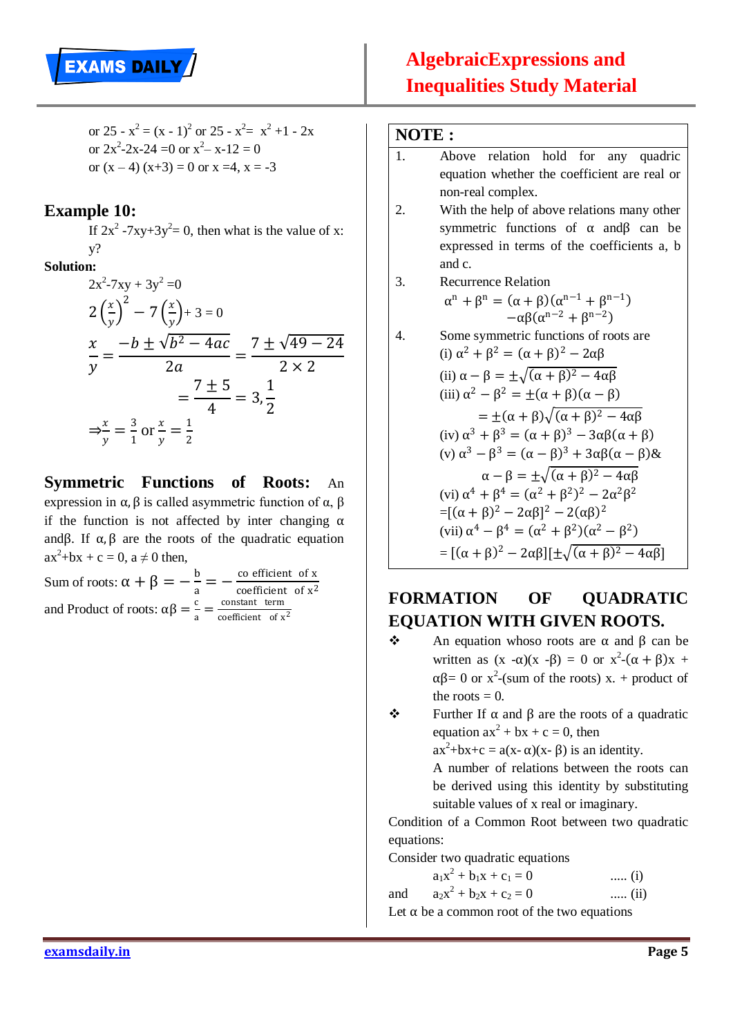or $25 - x^2 = (x - 1)^2$ or $25 - x^2 = x^2 + 1 - 2x$

or $2x^2 - 2x - 24 = 0$ or $x^2 - x - 12 = 0$

or $(x - 4)(x + 3) = 0$ or $x = 4, x = -3$

## Example 10:

If $2x^2 - 7xy + 3y^2 = 0$, then what is the value of x: y?

**Solution:**

$2x^2 - 7xy + 3y^2 = 0$

$$2\left(\frac{x}{y}\right)^2 - 7\left(\frac{x}{y}\right) + 3 = 0$$

$$\frac{x}{y} = \frac{-b \pm \sqrt{b^2 - 4ac}}{2a} = \frac{7 \pm \sqrt{49 - 24}}{2 \times 2}$$

$$= \frac{7 \pm 5}{4} = 3, \frac{1}{2}$$

$$\Rightarrow \frac{x}{y} = \frac{3}{1} \text{ or } \frac{x}{y} = \frac{1}{2}$$

**Symmetric Functions of Roots:** An expression in $\alpha, \beta$ is called asymmetric function of $\alpha, \beta$ if the function is not affected by inter changing $\alpha$ and $\beta$. If $\alpha, \beta$ are the roots of the quadratic equation $ax^2 + bx + c = 0, a \neq 0$ then,

Sum of roots: $\alpha + \beta = -\frac{b}{a} = -\frac{\text{co efficient of } x}{\text{coefficient of } x^2}$

and Product of roots: $\alpha\beta = \frac{c}{a} = \frac{\text{constant term}}{\text{coefficient of } x^2}$

**NOTE :**

1. Above relation hold for any quadric equation whether the coefficient are real or non-real complex.
2. With the help of above relations many other symmetric functions of $\alpha$ and $\beta$ can be expressed in terms of the coefficients a, b and c.
3. Recurrence Relation
   $$\alpha^n + \beta^n = (\alpha + \beta)(\alpha^{n-1} + \beta^{n-1}) - \alpha\beta(\alpha^{n-2} + \beta^{n-2})$$
4. Some symmetric functions of roots are
   (i) $\alpha^2 + \beta^2 = (\alpha + \beta)^2 - 2\alpha\beta$
   (ii) $\alpha - \beta = \pm\sqrt{(\alpha + \beta)^2 - 4\alpha\beta}$
   (iii) $\alpha^2 - \beta^2 = \pm(\alpha + \beta)(\alpha - \beta)$
   $= \pm(\alpha + \beta)\sqrt{(\alpha + \beta)^2 - 4\alpha\beta}$
   (iv) $\alpha^3 + \beta^3 = (\alpha + \beta)^3 - 3\alpha\beta(\alpha + \beta)$
   (v) $\alpha^3 - \beta^3 = (\alpha - \beta)^3 + 3\alpha\beta(\alpha - \beta)$ &
   $\alpha - \beta = \pm\sqrt{(\alpha + \beta)^2 - 4\alpha\beta}$
   (vi) $\alpha^4 + \beta^4 = (\alpha^2 + \beta^2)^2 - 2\alpha^2\beta^2$
   $= [(\alpha + \beta)^2 - 2\alpha\beta]^2 - 2(\alpha\beta)^2$
   (vii) $\alpha^4 - \beta^4 = (\alpha^2 + \beta^2)(\alpha^2 - \beta^2)$
   $= [(\alpha + \beta)^2 - 2\alpha\beta][\pm\sqrt{(\alpha + \beta)^2 - 4\alpha\beta}]$

## FORMATION OF QUADRATIC EQUATION WITH GIVEN ROOTS.

- An equation whoso roots are $\alpha$ and $\beta$ can be written as $(x - \alpha)(x - \beta) = 0$ or $x^2 - (\alpha + \beta)x + \alpha\beta = 0$ or $x^2$-(sum of the roots) x. + product of the roots = 0.
- Further If $\alpha$ and $\beta$ are the roots of a quadratic equation $ax^2 + bx + c = 0$, then
  $ax^2 + bx + c = a(x - \alpha)(x - \beta)$ is an identity.
  A number of relations between the roots can be derived using this identity by substituting suitable values of x real or imaginary.

Condition of a Common Root between two quadratic equations:

Consider two quadratic equations

$a_1x^2 + b_1x + c_1 = 0$ ..... (i)

and $a_2x^2 + b_2x + c_2 = 0$ ..... (ii)

Let $\alpha$ be a common root of the two equations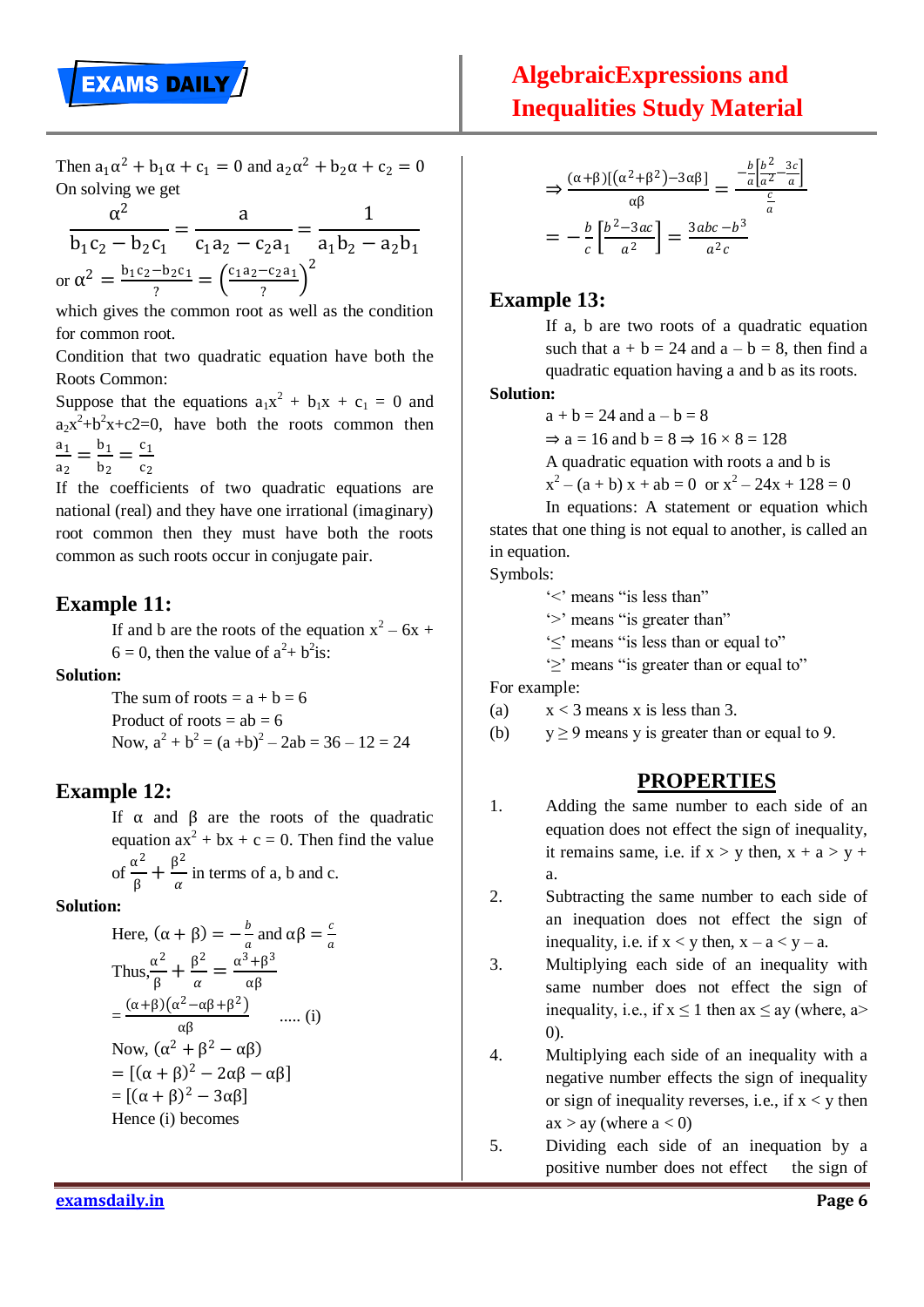Then $a_1\alpha^2 + b_1\alpha + c_1 = 0$ and $a_2\alpha^2 + b_2\alpha + c_2 = 0$

On solving we get

$$\frac{\alpha^2}{b_1c_2 - b_2c_1} = \frac{a}{c_1a_2 - c_2a_1} = \frac{1}{a_1b_2 - a_2b_1}$$

or $\alpha^2 = \frac{b_1c_2 - b_2c_1}{?} = \left(\frac{c_1a_2 - c_2a_1}{?}\right)^2$

which gives the common root as well as the condition for common root.

Condition that two quadratic equation have both the Roots Common:

Suppose that the equations $a_1x^2 + b_1x + c_1 = 0$ and $a_2x^2 + b^2x + c2 = 0$, have both the roots common then $\frac{a_1}{a_2} = \frac{b_1}{b_2} = \frac{c_1}{c_2}$

If the coefficients of two quadratic equations are national (real) and they have one irrational (imaginary) root common then they must have both the roots common as such roots occur in conjugate pair.

## Example 11:

If and b are the roots of the equation $x^2 - 6x + 6 = 0$, then the value of $a^2 + b^2$ is:

**Solution:**

The sum of roots = a + b = 6

Product of roots = ab = 6

Now, $a^2 + b^2 = (a + b)^2 - 2ab = 36 - 12 = 24$

## Example 12:

If $\alpha$ and $\beta$ are the roots of the quadratic equation $ax^2 + bx + c = 0$. Then find the value of $\frac{\alpha^2}{\beta} + \frac{\beta^2}{\alpha}$ in terms of a, b and c.

**Solution:**

Here, $(\alpha + \beta) = -\frac{b}{a}$ and $\alpha\beta = \frac{c}{a}$

Thus, $\frac{\alpha^2}{\beta} + \frac{\beta^2}{\alpha} = \frac{\alpha^3 + \beta^3}{\alpha\beta}$

$= \frac{(\alpha+\beta)(\alpha^2 - \alpha\beta + \beta^2)}{\alpha\beta}$ ..... (i)

Now, $(\alpha^2 + \beta^2 - \alpha\beta)$

$= [(\alpha + \beta)^2 - 2\alpha\beta - \alpha\beta]$

$= [(\alpha + \beta)^2 - 3\alpha\beta]$

Hence (i) becomes

$$\Rightarrow \frac{(\alpha+\beta)[(\alpha^2+\beta^2) - 3\alpha\beta]}{\alpha\beta} = \frac{-\frac{b}{a}\left[\frac{b^2}{a^2} - \frac{3c}{a}\right]}{\frac{c}{a}}$$

$$= -\frac{b}{c}\left[\frac{b^2 - 3ac}{a^2}\right] = \frac{3abc - b^3}{a^2c}$$

## Example 13:

If a, b are two roots of a quadratic equation such that a + b = 24 and a – b = 8, then find a quadratic equation having a and b as its roots.

**Solution:**

a + b = 24 and a – b = 8

$\Rightarrow$ a = 16 and b = 8 $\Rightarrow$ 16 × 8 = 128

A quadratic equation with roots a and b is

$x^2 - (a + b)x + ab = 0$ or $x^2 - 24x + 128 = 0$

In equations: A statement or equation which states that one thing is not equal to another, is called an in equation.

Symbols:

'<' means "is less than"

'>' means "is greater than"

'≤' means "is less than or equal to"

'≥' means "is greater than or equal to"

For example:

(a) $x < 3$ means x is less than 3.

(b) $y \geq 9$ means y is greater than or equal to 9.

## PROPERTIES

1. Adding the same number to each side of an equation does not effect the sign of inequality, it remains same, i.e. if $x > y$ then, $x + a > y + a$.
2. Subtracting the same number to each side of an inequation does not effect the sign of inequality, i.e. if $x < y$ then, $x - a < y - a$.
3. Multiplying each side of an inequality with same number does not effect the sign of inequality, i.e., if $x \leq 1$ then $ax \leq ay$ (where, $a > 0$).
4. Multiplying each side of an inequality with a negative number effects the sign of inequality or sign of inequality reverses, i.e., if $x < y$ then $ax > ay$ (where $a < 0$)
5. Dividing each side of an inequation by a positive number does not effect the sign of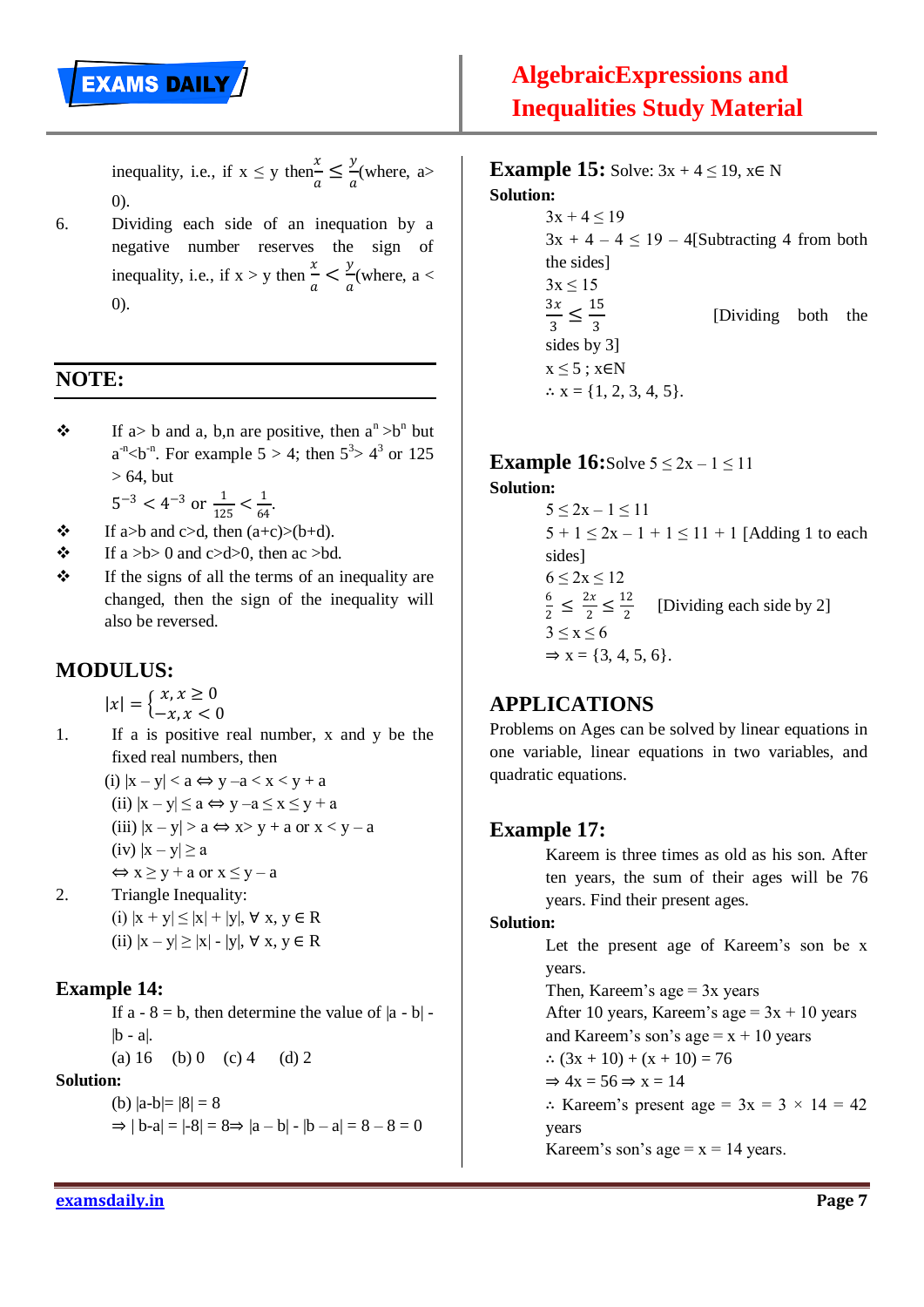inequality, i.e., if $x \leq y$ then $\frac{x}{a} \leq \frac{y}{a}$ (where, $a > 0$).

6. Dividing each side of an inequation by a negative number reserves the sign of inequality, i.e., if $x > y$ then $\frac{x}{a} < \frac{y}{a}$ (where, $a < 0$).

## NOTE:

- If $a > b$ and a, b,n are positive, then $a^n > b^n$ but $a^{-n} < b^{-n}$. For example $5 > 4$; then $5^3 > 4^3$ or $125 > 64$, but $5^{-3} < 4^{-3}$ or $\frac{1}{125} < \frac{1}{64}$.
- If $a>b$ and $c>d$, then $(a+c)>(b+d)$.
- If $a > b > 0$ and $c > d > 0$, then $ac > bd$.
- If the signs of all the terms of an inequality are changed, then the sign of the inequality will also be reversed.

## MODULUS:

$$|x| = \begin{cases} x, x \geq 0 \\ -x, x < 0 \end{cases}$$

1. If a is positive real number, x and y be the fixed real numbers, then
   (i) $|x - y| < a \Leftrightarrow y - a < x < y + a$
   (ii) $|x - y| \leq a \Leftrightarrow y - a \leq x \leq y + a$
   (iii) $|x - y| > a \Leftrightarrow x > y + a$ or $x < y - a$
   (iv) $|x - y| \geq a$
   $\Leftrightarrow x \geq y + a$ or $x \leq y - a$
2. Triangle Inequality:
   (i) $|x + y| \leq |x| + |y|, \forall x, y \in R$
   (ii) $|x - y| \geq |x| - |y|, \forall x, y \in R$

## Example 14:

If $a - 8 = b$, then determine the value of $|a - b| - |b - a|$.

(a) 16 (b) 0 (c) 4 (d) 2

**Solution:**

(b) $|a-b| = |8| = 8$

$\Rightarrow |b-a| = |-8| = 8 \Rightarrow |a - b| - |b - a| = 8 - 8 = 0$

## Example 15: Solve: $3x + 4 \leq 19$, $x \in N$

**Solution:**

$3x + 4 \leq 19$

$3x + 4 - 4 \leq 19 - 4$ [Subtracting 4 from both the sides]

$3x \leq 15$

$\frac{3x}{3} \leq \frac{15}{3}$ [Dividing both the sides by 3]

$x \leq 5$ ; $x \in N$

$\therefore x = \{1, 2, 3, 4, 5\}$.

## Example 16: Solve $5 \leq 2x - 1 \leq 11$

**Solution:**

$5 \leq 2x - 1 \leq 11$

$5 + 1 \leq 2x - 1 + 1 \leq 11 + 1$ [Adding 1 to each sides]

$6 \leq 2x \leq 12$

$\frac{6}{2} \leq \frac{2x}{2} \leq \frac{12}{2}$ [Dividing each side by 2]

$3 \leq x \leq 6$

$\Rightarrow x = \{3, 4, 5, 6\}$.

## APPLICATIONS

Problems on Ages can be solved by linear equations in one variable, linear equations in two variables, and quadratic equations.

## Example 17:

Kareem is three times as old as his son. After ten years, the sum of their ages will be 76 years. Find their present ages.

**Solution:**

Let the present age of Kareem's son be x years.

Then, Kareem's age = 3x years

After 10 years, Kareem's age = 3x + 10 years

and Kareem's son's age = x + 10 years

$\therefore (3x + 10) + (x + 10) = 76$

$\Rightarrow 4x = 56 \Rightarrow x = 14$

$\therefore$ Kareem's present age $= 3x = 3 \times 14 = 42$ years

Kareem's son's age = x = 14 years.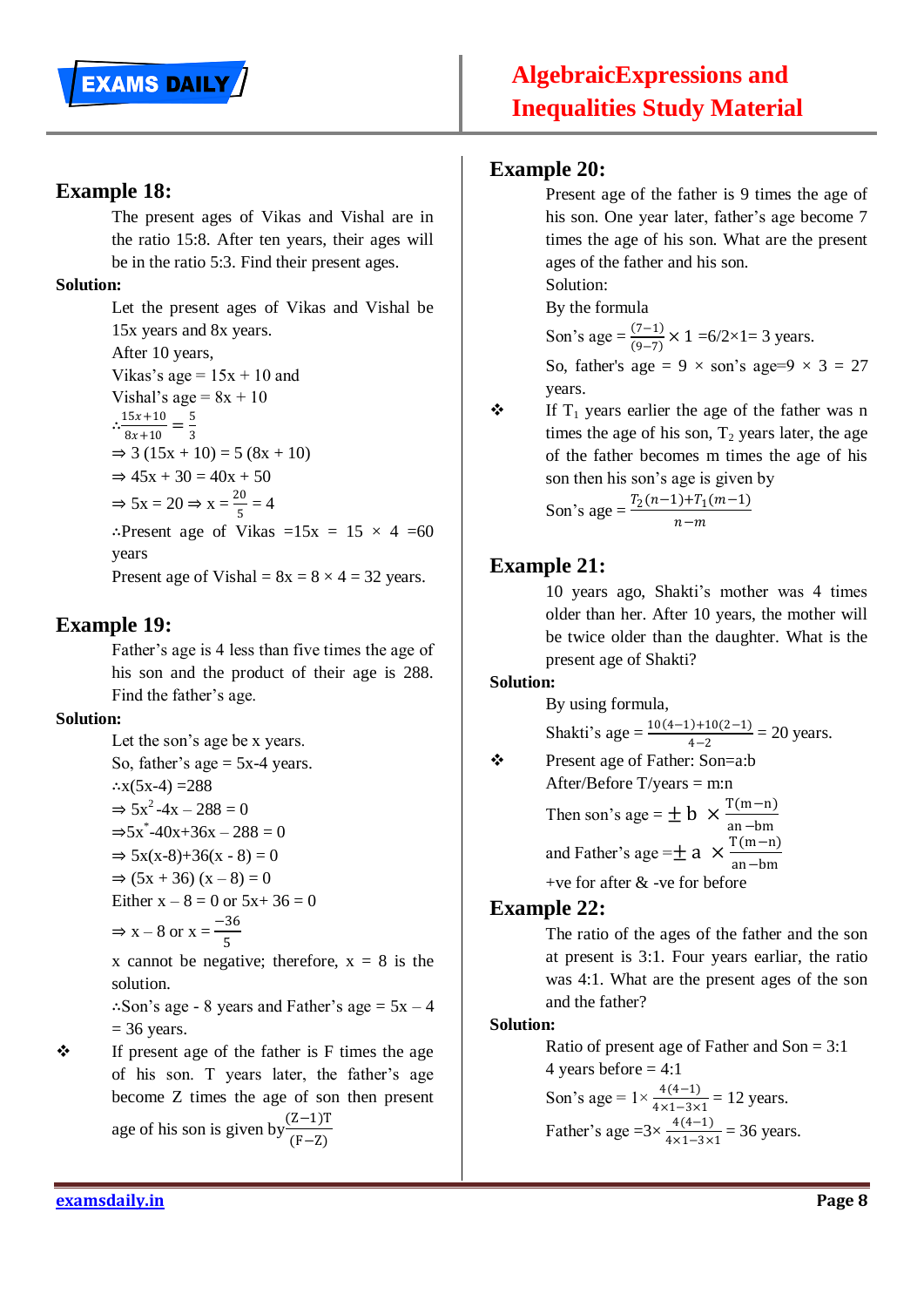## Example 18:

The present ages of Vikas and Vishal are in the ratio 15:8. After ten years, their ages will be in the ratio 5:3. Find their present ages.

**Solution:**

Let the present ages of Vikas and Vishal be 15x years and 8x years.

After 10 years,

Vikas's age = 15x + 10 and

Vishal's age = 8x + 10

$\therefore \frac{15x+10}{8x+10} = \frac{5}{3}$

$\Rightarrow$ 3 (15x + 10) = 5 (8x + 10)

$\Rightarrow$ 45x + 30 = 40x + 50

$\Rightarrow$ 5x = 20 $\Rightarrow$ x = $\frac{20}{5}$ = 4

∴Present age of Vikas =15x = 15 × 4 =60 years

Present age of Vishal = 8x = 8 × 4 = 32 years.

## Example 19:

Father's age is 4 less than five times the age of his son and the product of their age is 288. Find the father's age.

**Solution:**

Let the son's age be x years.

So, father's age = 5x-4 years.

∴x(5x-4) =288

$\Rightarrow 5x^2 - 4x - 288 = 0$

$\Rightarrow 5x^* - 40x + 36x - 288 = 0$

$\Rightarrow$ 5x(x-8)+36(x - 8) = 0

$\Rightarrow$ (5x + 36) (x – 8) = 0

Either x – 8 = 0 or 5x+ 36 = 0

$\Rightarrow$ x – 8 or x = $\frac{-36}{5}$

x cannot be negative; therefore, x = 8 is the solution.

∴Son's age - 8 years and Father's age = 5x – 4 = 36 years.

❖ If present age of the father is F times the age of his son. T years later, the father's age become Z times the age of son then present age of his son is given by $\frac{(Z-1)T}{(F-Z)}$

## Example 20:

Present age of the father is 9 times the age of his son. One year later, father's age become 7 times the age of his son. What are the present ages of the father and his son.

Solution:

By the formula

Son's age = $\frac{(7-1)}{(9-7)} \times 1$ =6/2×1= 3 years.

So, father's age = 9 × son's age=9 × 3 = 27 years.

❖ If $T_1$ years earlier the age of the father was n times the age of his son, $T_2$ years later, the age of the father becomes m times the age of his son then his son's age is given by

Son's age = $\frac{T_2(n-1)+T_1(m-1)}{n-m}$

## Example 21:

10 years ago, Shakti's mother was 4 times older than her. After 10 years, the mother will be twice older than the daughter. What is the present age of Shakti?

**Solution:**

By using formula,

Shakti's age = $\frac{10(4-1)+10(2-1)}{4-2}$ = 20 years.

❖ Present age of Father: Son=a:b

After/Before T/years = m:n

Then son's age = $\pm$ b $\times \frac{T(m-n)}{an-bm}$

and Father's age =$\pm$ a $\times \frac{T(m-n)}{an-bm}$

+ve for after & -ve for before

## Example 22:

The ratio of the ages of the father and the son at present is 3:1. Four years earliar, the ratio was 4:1. What are the present ages of the son and the father?

**Solution:**

Ratio of present age of Father and Son = 3:1

4 years before = 4:1

Son's age = 1× $\frac{4(4-1)}{4\times1-3\times1}$ = 12 years.

Father's age =3× $\frac{4(4-1)}{4\times1-3\times1}$ = 36 years.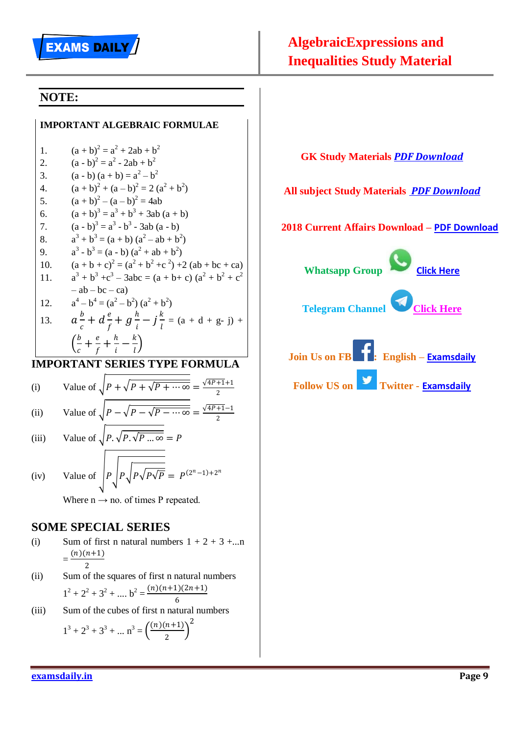## NOTE:

### IMPORTANT ALGEBRAIC FORMULAE

1. $(a + b)^2 = a^2 + 2ab + b^2$
2. $(a - b)^2 = a^2 - 2ab + b^2$
3. $(a - b)(a + b) = a^2 - b^2$
4. $(a + b)^2 + (a - b)^2 = 2(a^2 + b^2)$
5. $(a + b)^2 - (a - b)^2 = 4ab$
6. $(a + b)^3 = a^3 + b^3 + 3ab(a + b)$
7. $(a - b)^3 = a^3 - b^3 - 3ab(a - b)$
8. $a^3 + b^3 = (a + b)(a^2 - ab + b^2)$
9. $a^3 - b^3 = (a - b)(a^2 + ab + b^2)$
10. $(a + b + c)^2 = (a^2 + b^2 + c^2) + 2(ab + bc + ca)$
11. $a^3 + b^3 + c^3 - 3abc = (a + b + c)(a^2 + b^2 + c^2 - ab - bc - ca)$
12. $a^4 - b^4 = (a^2 - b^2)(a^2 + b^2)$
13. $a\frac{b}{c} + d\frac{e}{f} + g\frac{h}{i} - j\frac{k}{l} = (a + d + g - j) + \left(\frac{b}{c} + \frac{e}{f} + \frac{h}{i} - \frac{k}{l}\right)$

## IMPORTANT SERIES TYPE FORMULA

(i) Value of $\sqrt{P + \sqrt{P + \sqrt{P + \cdots \infty}}} = \frac{\sqrt{4P+1}+1}{2}$

(ii) Value of $\sqrt{P - \sqrt{P - \sqrt{P - \cdots \infty}}} = \frac{\sqrt{4P+1}-1}{2}$

(iii) Value of $\sqrt{P.\sqrt{P.\sqrt{P \ldots \infty}}} = P$

(iv) Value of $\sqrt{P\sqrt{P\sqrt{P\sqrt{P\sqrt{P}}}}} = P^{(2^n-1)+2^n}$

Where n → no. of times P repeated.

## SOME SPECIAL SERIES

(i) Sum of first n natural numbers 1 + 2 + 3 +...n $= \frac{(n)(n+1)}{2}$

(ii) Sum of the squares of first n natural numbers

$1^2 + 2^2 + 3^2 + \ldots . b^2 = \frac{(n)(n+1)(2n+1)}{6}$

(iii) Sum of the cubes of first n natural numbers

$1^3 + 2^3 + 3^3 + \ldots n^3 = \left(\frac{(n)(n+1)}{2}\right)^2$

GK Study Materials *PDF Download*

All subject Study Materials *PDF Download*

2018 Current Affairs Download – PDF Download

Whatsapp Group Click Here

Telegram Channel Click Here

Join Us on FB: English – Examsdaily

Follow US on Twitter - Examsdaily